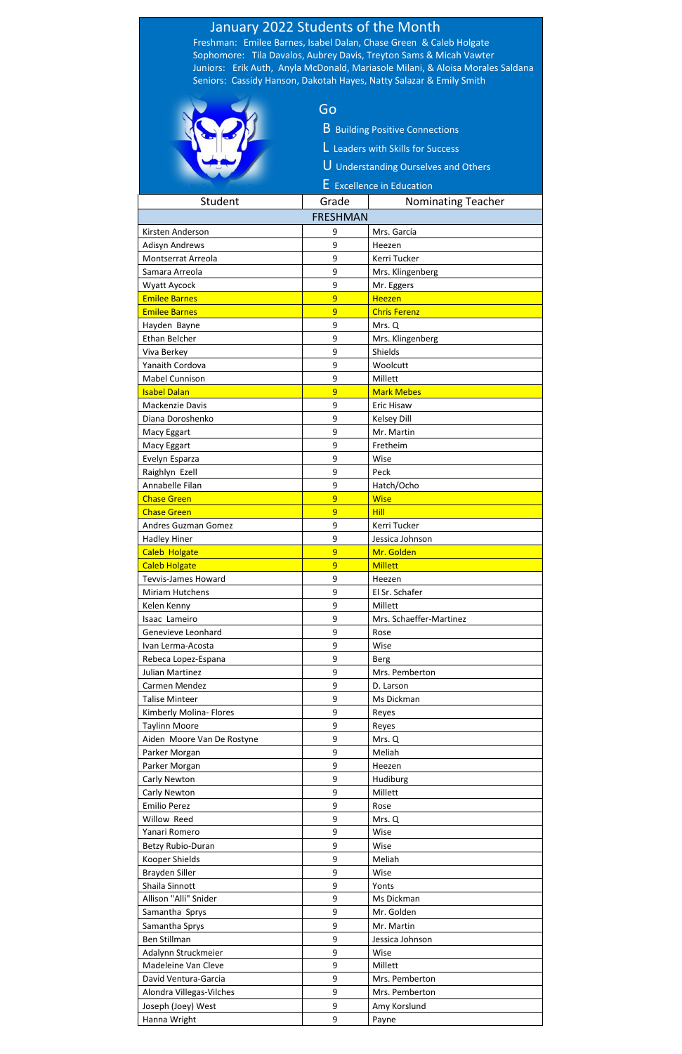# January 2022 Students of the Month

Freshman: Emilee Barnes, Isabel Dalan, Chase Green & Caleb Holgate
Sophomore: Tila Davalos, Aubrey Davis, Treyton Sams & Micah Vawter
Juniors: Erik Auth, Anyla McDonald, Mariasole Milani, & Aloisa Morales Saldana
Seniors: Cassidy Hanson, Dakotah Hayes, Natty Salazar & Emily Smith

Go
**B** Building Positive Connections
**L** Leaders with Skills for Success
**U** Understanding Ourselves and Others
**E** Excellence in Education

| Student | Grade | Nominating Teacher |
|---|---|---|
| FRESHMAN | | |
| Kirsten Anderson | 9 | Mrs. García |
| Adisyn Andrews | 9 | Heezen |
| Montserrat Arreola | 9 | Kerri Tucker |
| Samara Arreola | 9 | Mrs. Klingenberg |
| Wyatt Aycock | 9 | Mr. Eggers |
| Emilee Barnes | 9 | Heezen |
| Emilee Barnes | 9 | Chris Ferenz |
| Hayden Bayne | 9 | Mrs. Q |
| Ethan Belcher | 9 | Mrs. Klingenberg |
| Viva Berkey | 9 | Shields |
| Yanaith Cordova | 9 | Woolcutt |
| Mabel Cunnison | 9 | Millett |
| Isabel Dalan | 9 | Mark Mebes |
| Mackenzie Davis | 9 | Eric Hisaw |
| Diana Doroshenko | 9 | Kelsey Dill |
| Macy Eggart | 9 | Mr. Martin |
| Macy Eggart | 9 | Fretheim |
| Evelyn Esparza | 9 | Wise |
| Raighlyn Ezell | 9 | Peck |
| Annabelle Filan | 9 | Hatch/Ocho |
| Chase Green | 9 | Wise |
| Chase Green | 9 | Hill |
| Andres Guzman Gomez | 9 | Kerri Tucker |
| Hadley Hiner | 9 | Jessica Johnson |
| Caleb Holgate | 9 | Mr. Golden |
| Caleb Holgate | 9 | Millett |
| Tevvis-James Howard | 9 | Heezen |
| Miriam Hutchens | 9 | El Sr. Schafer |
| Kelen Kenny | 9 | Millett |
| Isaac Lameiro | 9 | Mrs. Schaeffer-Martinez |
| Genevieve Leonhard | 9 | Rose |
| Ivan Lerma-Acosta | 9 | Wise |
| Rebeca Lopez-Espana | 9 | Berg |
| Julian Martinez | 9 | Mrs. Pemberton |
| Carmen Mendez | 9 | D. Larson |
| Talise Minteer | 9 | Ms Dickman |
| Kimberly Molina- Flores | 9 | Reyes |
| Taylinn Moore | 9 | Reyes |
| Aiden Moore Van De Rostyne | 9 | Mrs. Q |
| Parker Morgan | 9 | Meliah |
| Parker Morgan | 9 | Heezen |
| Carly Newton | 9 | Hudiburg |
| Carly Newton | 9 | Millett |
| Emilio Perez | 9 | Rose |
| Willow Reed | 9 | Mrs. Q |
| Yanari Romero | 9 | Wise |
| Betzy Rubio-Duran | 9 | Wise |
| Kooper Shields | 9 | Meliah |
| Brayden Siller | 9 | Wise |
| Shaila Sinnott | 9 | Yonts |
| Allison "Alli" Snider | 9 | Ms Dickman |
| Samantha Sprys | 9 | Mr. Golden |
| Samantha Sprys | 9 | Mr. Martin |
| Ben Stillman | 9 | Jessica Johnson |
| Adalynn Struckmeier | 9 | Wise |
| Madeleine Van Cleve | 9 | Millett |
| David Ventura-Garcia | 9 | Mrs. Pemberton |
| Alondra Villegas-Vilches | 9 | Mrs. Pemberton |
| Joseph (Joey) West | 9 | Amy Korslund |
| Hanna Wright | 9 | Payne |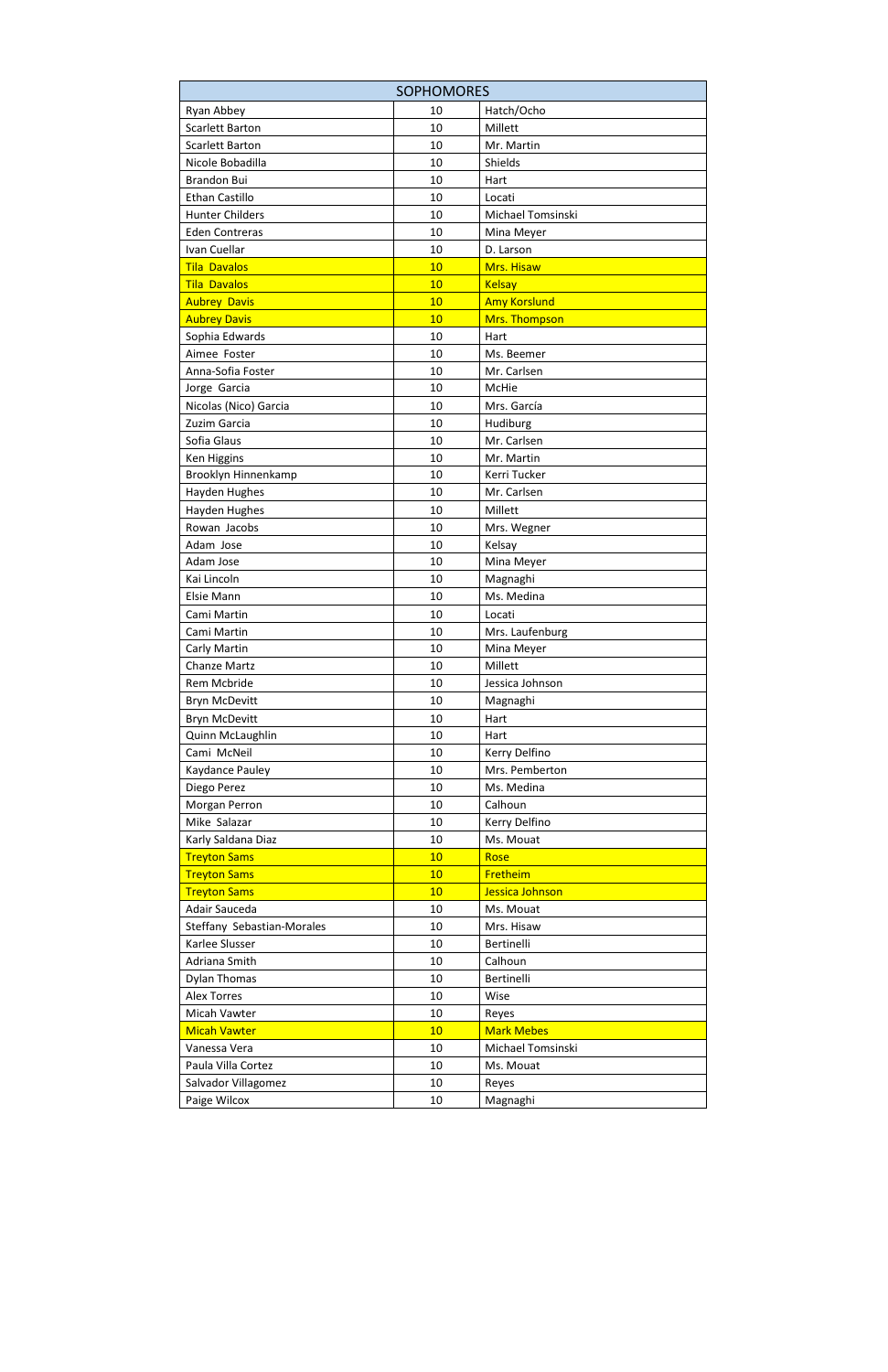| SOPHOMORES | | |
|---|---|---|
| Ryan Abbey | 10 | Hatch/Ocho |
| Scarlett Barton | 10 | Millett |
| Scarlett Barton | 10 | Mr. Martin |
| Nicole Bobadilla | 10 | Shields |
| Brandon Bui | 10 | Hart |
| Ethan Castillo | 10 | Locati |
| Hunter Childers | 10 | Michael Tomsinski |
| Eden Contreras | 10 | Mina Meyer |
| Ivan Cuellar | 10 | D. Larson |
| Tila Davalos | 10 | Mrs. Hisaw |
| Tila Davalos | 10 | Kelsay |
| Aubrey Davis | 10 | Amy Korslund |
| Aubrey Davis | 10 | Mrs. Thompson |
| Sophia Edwards | 10 | Hart |
| Aimee Foster | 10 | Ms. Beemer |
| Anna-Sofia Foster | 10 | Mr. Carlsen |
| Jorge Garcia | 10 | McHie |
| Nicolas (Nico) Garcia | 10 | Mrs. García |
| Zuzim Garcia | 10 | Hudiburg |
| Sofia Glaus | 10 | Mr. Carlsen |
| Ken Higgins | 10 | Mr. Martin |
| Brooklyn Hinnenkamp | 10 | Kerri Tucker |
| Hayden Hughes | 10 | Mr. Carlsen |
| Hayden Hughes | 10 | Millett |
| Rowan Jacobs | 10 | Mrs. Wegner |
| Adam Jose | 10 | Kelsay |
| Adam Jose | 10 | Mina Meyer |
| Kai Lincoln | 10 | Magnaghi |
| Elsie Mann | 10 | Ms. Medina |
| Cami Martin | 10 | Locati |
| Cami Martin | 10 | Mrs. Laufenburg |
| Carly Martin | 10 | Mina Meyer |
| Chanze Martz | 10 | Millett |
| Rem Mcbride | 10 | Jessica Johnson |
| Bryn McDevitt | 10 | Magnaghi |
| Bryn McDevitt | 10 | Hart |
| Quinn McLaughlin | 10 | Hart |
| Cami McNeil | 10 | Kerry Delfino |
| Kaydance Pauley | 10 | Mrs. Pemberton |
| Diego Perez | 10 | Ms. Medina |
| Morgan Perron | 10 | Calhoun |
| Mike Salazar | 10 | Kerry Delfino |
| Karly Saldana Diaz | 10 | Ms. Mouat |
| Treyton Sams | 10 | Rose |
| Treyton Sams | 10 | Fretheim |
| Treyton Sams | 10 | Jessica Johnson |
| Adair Sauceda | 10 | Ms. Mouat |
| Steffany Sebastian-Morales | 10 | Mrs. Hisaw |
| Karlee Slusser | 10 | Bertinelli |
| Adriana Smith | 10 | Calhoun |
| Dylan Thomas | 10 | Bertinelli |
| Alex Torres | 10 | Wise |
| Micah Vawter | 10 | Reyes |
| Micah Vawter | 10 | Mark Mebes |
| Vanessa Vera | 10 | Michael Tomsinski |
| Paula Villa Cortez | 10 | Ms. Mouat |
| Salvador Villagomez | 10 | Reyes |
| Paige Wilcox | 10 | Magnaghi |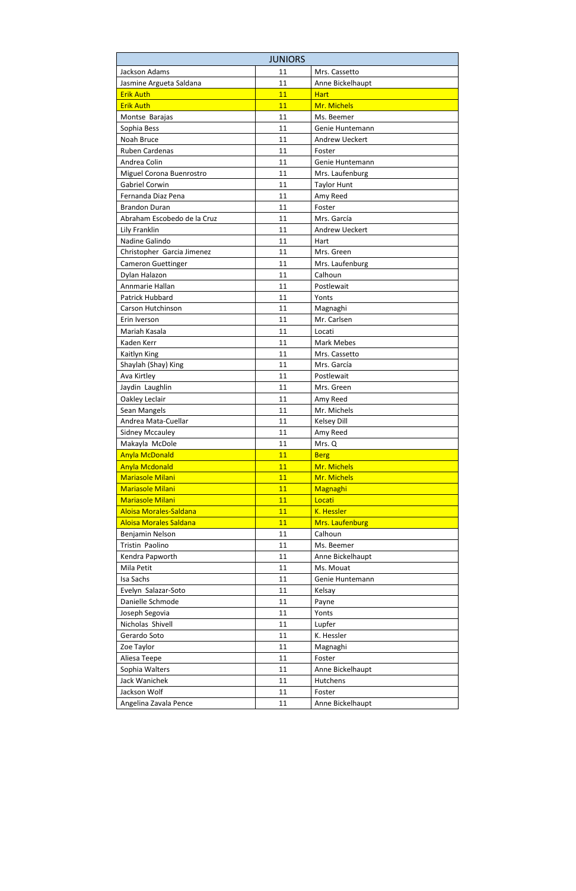| JUNIORS | | |
|---|---|---|
| Jackson Adams | 11 | Mrs. Cassetto |
| Jasmine Argueta Saldana | 11 | Anne Bickelhaupt |
| Erik Auth | 11 | Hart |
| Erik Auth | 11 | Mr. Michels |
| Montse Barajas | 11 | Ms. Beemer |
| Sophia Bess | 11 | Genie Huntemann |
| Noah Bruce | 11 | Andrew Ueckert |
| Ruben Cardenas | 11 | Foster |
| Andrea Colin | 11 | Genie Huntemann |
| Miguel Corona Buenrostro | 11 | Mrs. Laufenburg |
| Gabriel Corwin | 11 | Taylor Hunt |
| Fernanda Diaz Pena | 11 | Amy Reed |
| Brandon Duran | 11 | Foster |
| Abraham Escobedo de la Cruz | 11 | Mrs. García |
| Lily Franklin | 11 | Andrew Ueckert |
| Nadine Galindo | 11 | Hart |
| Christopher Garcia Jimenez | 11 | Mrs. Green |
| Cameron Guettinger | 11 | Mrs. Laufenburg |
| Dylan Halazon | 11 | Calhoun |
| Annmarie Hallan | 11 | Postlewait |
| Patrick Hubbard | 11 | Yonts |
| Carson Hutchinson | 11 | Magnaghi |
| Erin Iverson | 11 | Mr. Carlsen |
| Mariah Kasala | 11 | Locati |
| Kaden Kerr | 11 | Mark Mebes |
| Kaitlyn King | 11 | Mrs. Cassetto |
| Shaylah (Shay) King | 11 | Mrs. García |
| Ava Kirtley | 11 | Postlewait |
| Jaydin Laughlin | 11 | Mrs. Green |
| Oakley Leclair | 11 | Amy Reed |
| Sean Mangels | 11 | Mr. Michels |
| Andrea Mata-Cuellar | 11 | Kelsey Dill |
| Sidney Mccauley | 11 | Amy Reed |
| Makayla McDole | 11 | Mrs. Q |
| Anyla McDonald | 11 | Berg |
| Anyla Mcdonald | 11 | Mr. Michels |
| Mariasole Milani | 11 | Mr. Michels |
| Mariasole Milani | 11 | Magnaghi |
| Mariasole Milani | 11 | Locati |
| Aloisa Morales-Saldana | 11 | K. Hessler |
| Aloisa Morales Saldana | 11 | Mrs. Laufenburg |
| Benjamin Nelson | 11 | Calhoun |
| Tristin Paolino | 11 | Ms. Beemer |
| Kendra Papworth | 11 | Anne Bickelhaupt |
| Mila Petit | 11 | Ms. Mouat |
| Isa Sachs | 11 | Genie Huntemann |
| Evelyn Salazar-Soto | 11 | Kelsay |
| Danielle Schmode | 11 | Payne |
| Joseph Segovia | 11 | Yonts |
| Nicholas Shivell | 11 | Lupfer |
| Gerardo Soto | 11 | K. Hessler |
| Zoe Taylor | 11 | Magnaghi |
| Aliesa Teepe | 11 | Foster |
| Sophia Walters | 11 | Anne Bickelhaupt |
| Jack Wanichek | 11 | Hutchens |
| Jackson Wolf | 11 | Foster |
| Angelina Zavala Pence | 11 | Anne Bickelhaupt |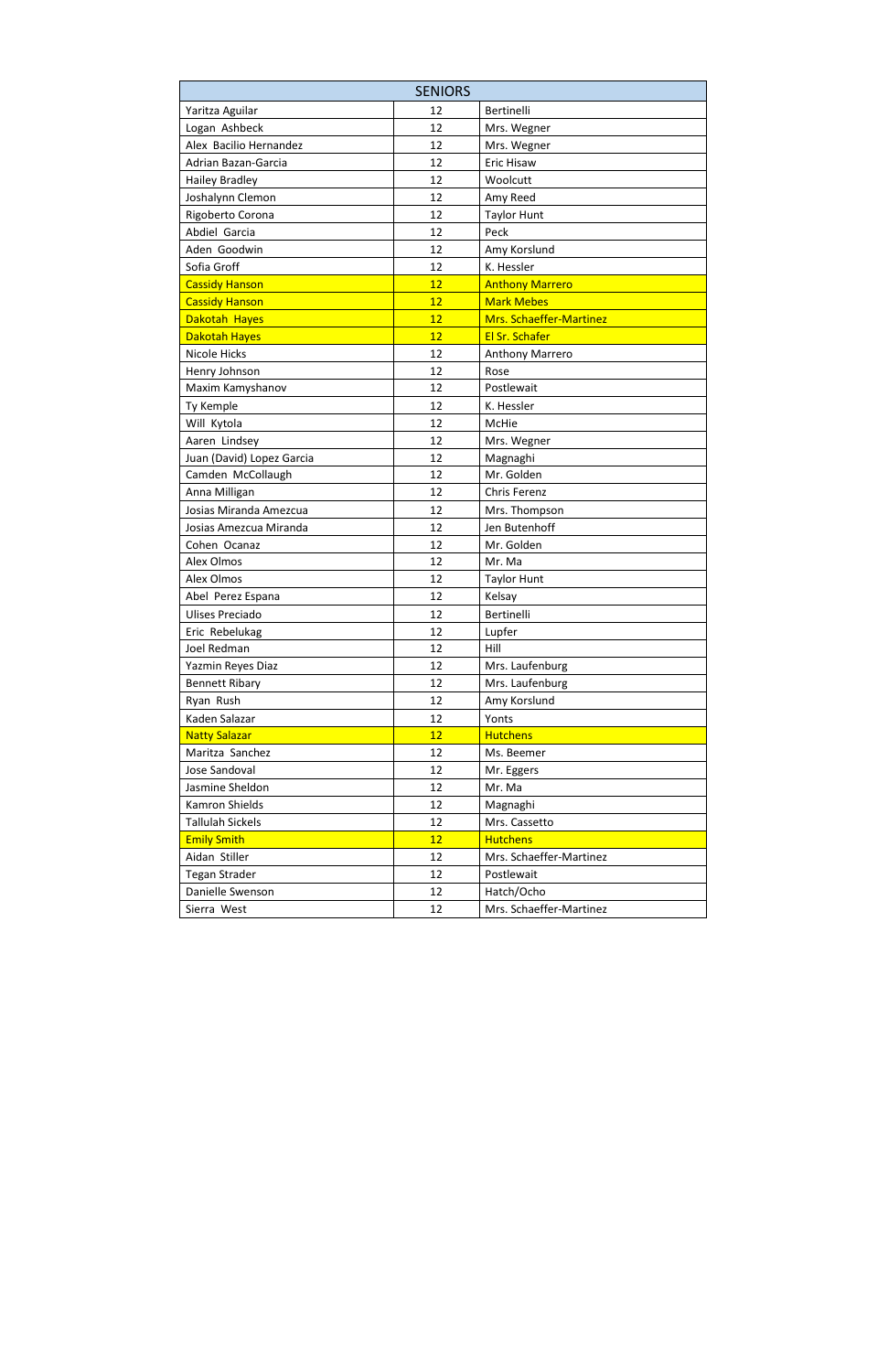| SENIORS | | |
| --- | --- | --- |
| Yaritza Aguilar | 12 | Bertinelli |
| Logan  Ashbeck | 12 | Mrs. Wegner |
| Alex  Bacilio Hernandez | 12 | Mrs. Wegner |
| Adrian Bazan-Garcia | 12 | Eric Hisaw |
| Hailey Bradley | 12 | Woolcutt |
| Joshalynn Clemon | 12 | Amy Reed |
| Rigoberto Corona | 12 | Taylor Hunt |
| Abdiel  Garcia | 12 | Peck |
| Aden  Goodwin | 12 | Amy Korslund |
| Sofia Groff | 12 | K. Hessler |
| Cassidy Hanson | 12 | Anthony Marrero |
| Cassidy Hanson | 12 | Mark Mebes |
| Dakotah  Hayes | 12 | Mrs. Schaeffer-Martinez |
| Dakotah Hayes | 12 | El Sr. Schafer |
| Nicole Hicks | 12 | Anthony Marrero |
| Henry Johnson | 12 | Rose |
| Maxim Kamyshanov | 12 | Postlewait |
| Ty Kemple | 12 | K. Hessler |
| Will  Kytola | 12 | McHie |
| Aaren  Lindsey | 12 | Mrs. Wegner |
| Juan (David) Lopez Garcia | 12 | Magnaghi |
| Camden  McCollaugh | 12 | Mr. Golden |
| Anna Milligan | 12 | Chris Ferenz |
| Josias Miranda Amezcua | 12 | Mrs. Thompson |
| Josias Amezcua Miranda | 12 | Jen Butenhoff |
| Cohen  Ocanaz | 12 | Mr. Golden |
| Alex Olmos | 12 | Mr. Ma |
| Alex Olmos | 12 | Taylor Hunt |
| Abel  Perez Espana | 12 | Kelsay |
| Ulises Preciado | 12 | Bertinelli |
| Eric  Rebelukag | 12 | Lupfer |
| Joel Redman | 12 | Hill |
| Yazmin Reyes Diaz | 12 | Mrs. Laufenburg |
| Bennett Ribary | 12 | Mrs. Laufenburg |
| Ryan  Rush | 12 | Amy Korslund |
| Kaden Salazar | 12 | Yonts |
| Natty Salazar | 12 | Hutchens |
| Maritza  Sanchez | 12 | Ms. Beemer |
| Jose Sandoval | 12 | Mr. Eggers |
| Jasmine Sheldon | 12 | Mr. Ma |
| Kamron Shields | 12 | Magnaghi |
| Tallulah Sickels | 12 | Mrs. Cassetto |
| Emily Smith | 12 | Hutchens |
| Aidan  Stiller | 12 | Mrs. Schaeffer-Martinez |
| Tegan Strader | 12 | Postlewait |
| Danielle Swenson | 12 | Hatch/Ocho |
| Sierra  West | 12 | Mrs. Schaeffer-Martinez |